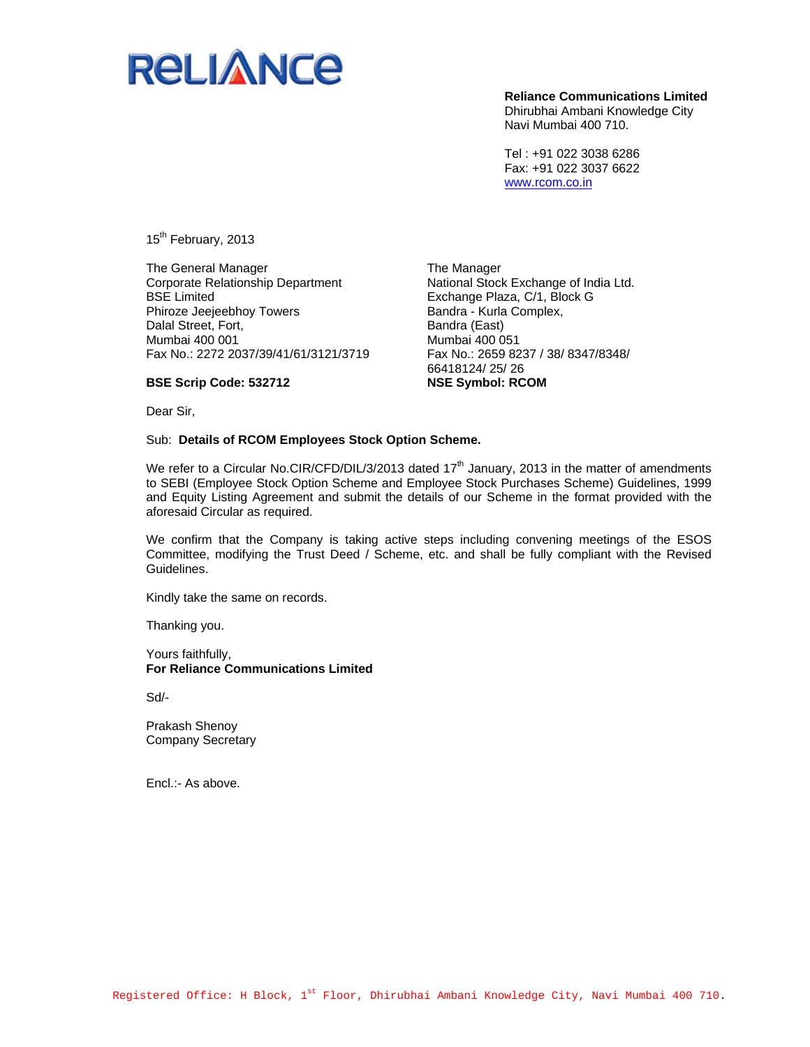RELIANCE

**Reliance Communications Limited**
Dhirubhai Ambani Knowledge City
Navi Mumbai 400 710.

Tel : +91 022 3038 6286
Fax: +91 022 3037 6622
www.rcom.co.in

15th February, 2013

The General Manager
Corporate Relationship Department
BSE Limited
Phiroze Jeejeebhoy Towers
Dalal Street, Fort,
Mumbai 400 001
Fax No.: 2272 2037/39/41/61/3121/3719

**BSE Scrip Code: 532712**

The Manager
National Stock Exchange of India Ltd.
Exchange Plaza, C/1, Block G
Bandra - Kurla Complex,
Bandra (East)
Mumbai 400 051
Fax No.: 2659 8237 / 38/ 8347/8348/ 66418124/ 25/ 26

**NSE Symbol: RCOM**

Dear Sir,

Sub: **Details of RCOM Employees Stock Option Scheme.**

We refer to a Circular No.CIR/CFD/DIL/3/2013 dated 17th January, 2013 in the matter of amendments to SEBI (Employee Stock Option Scheme and Employee Stock Purchases Scheme) Guidelines, 1999 and Equity Listing Agreement and submit the details of our Scheme in the format provided with the aforesaid Circular as required.

We confirm that the Company is taking active steps including convening meetings of the ESOS Committee, modifying the Trust Deed / Scheme, etc. and shall be fully compliant with the Revised Guidelines.

Kindly take the same on records.

Thanking you.

Yours faithfully,
**For Reliance Communications Limited**

Sd/-

Prakash Shenoy
Company Secretary

Encl.:- As above.

Registered Office: H Block, 1st Floor, Dhirubhai Ambani Knowledge City, Navi Mumbai 400 710.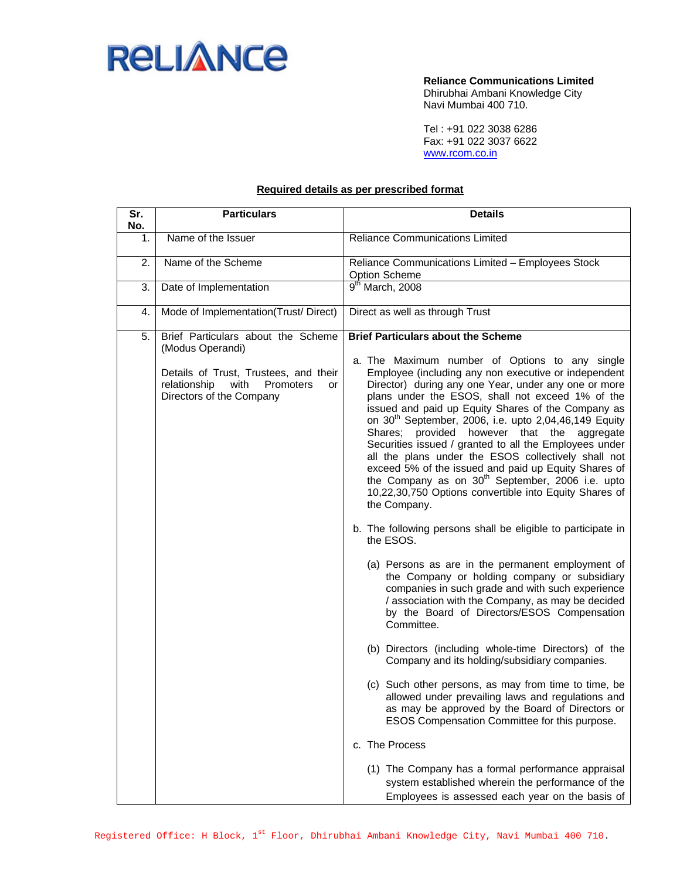**Reliance Communications Limited**
Dhirubhai Ambani Knowledge City
Navi Mumbai 400 710.

Tel : +91 022 3038 6286
Fax: +91 022 3037 6622
www.rcom.co.in

**Required details as per prescribed format**

| Sr. No. | Particulars | Details |
|---|---|---|
| 1. | Name of the Issuer | Reliance Communications Limited |
| 2. | Name of the Scheme | Reliance Communications Limited – Employees Stock Option Scheme |
| 3. | Date of Implementation | 9th March, 2008 |
| 4. | Mode of Implementation(Trust/ Direct) | Direct as well as through Trust |
| 5. | Brief Particulars about the Scheme (Modus Operandi)<br><br>Details of Trust, Trustees, and their relationship with Promoters or Directors of the Company | **Brief Particulars about the Scheme**<br><br>a. The Maximum number of Options to any single Employee (including any non executive or independent Director) during any one Year, under any one or more plans under the ESOS, shall not exceed 1% of the issued and paid up Equity Shares of the Company as on 30th September, 2006, i.e. upto 2,04,46,149 Equity Shares; provided however that the aggregate Securities issued / granted to all the Employees under all the plans under the ESOS collectively shall not exceed 5% of the issued and paid up Equity Shares of the Company as on 30th September, 2006 i.e. upto 10,22,30,750 Options convertible into Equity Shares of the Company.<br><br>b. The following persons shall be eligible to participate in the ESOS.<br><br>(a) Persons as are in the permanent employment of the Company or holding company or subsidiary companies in such grade and with such experience / association with the Company, as may be decided by the Board of Directors/ESOS Compensation Committee.<br><br>(b) Directors (including whole-time Directors) of the Company and its holding/subsidiary companies.<br><br>(c) Such other persons, as may from time to time, be allowed under prevailing laws and regulations and as may be approved by the Board of Directors or ESOS Compensation Committee for this purpose.<br><br>c. The Process<br><br>(1) The Company has a formal performance appraisal system established wherein the performance of the Employees is assessed each year on the basis of |

Registered Office: H Block, 1st Floor, Dhirubhai Ambani Knowledge City, Navi Mumbai 400 710.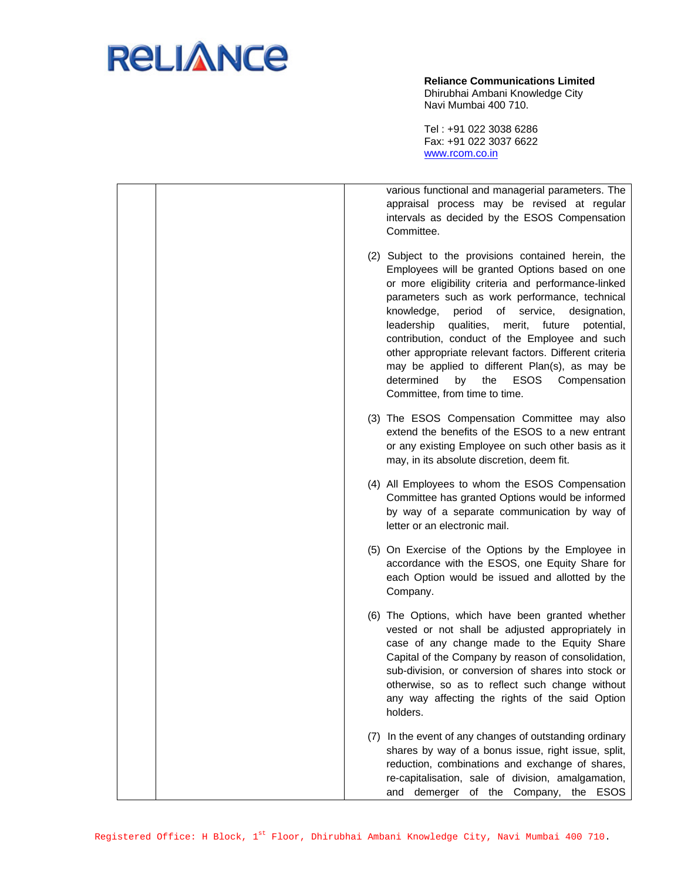| | | various functional and managerial parameters. The appraisal process may be revised at regular intervals as decided by the ESOS Compensation Committee.<br><br>(2) Subject to the provisions contained herein, the Employees will be granted Options based on one or more eligibility criteria and performance-linked parameters such as work performance, technical knowledge, period of service, designation, leadership qualities, merit, future potential, contribution, conduct of the Employee and such other appropriate relevant factors. Different criteria may be applied to different Plan(s), as may be determined by the ESOS Compensation Committee, from time to time.<br><br>(3) The ESOS Compensation Committee may also extend the benefits of the ESOS to a new entrant or any existing Employee on such other basis as it may, in its absolute discretion, deem fit.<br><br>(4) All Employees to whom the ESOS Compensation Committee has granted Options would be informed by way of a separate communication by way of letter or an electronic mail.<br><br>(5) On Exercise of the Options by the Employee in accordance with the ESOS, one Equity Share for each Option would be issued and allotted by the Company.<br><br>(6) The Options, which have been granted whether vested or not shall be adjusted appropriately in case of any change made to the Equity Share Capital of the Company by reason of consolidation, sub-division, or conversion of shares into stock or otherwise, so as to reflect such change without any way affecting the rights of the said Option holders.<br><br>(7) In the event of any changes of outstanding ordinary shares by way of a bonus issue, right issue, split, reduction, combinations and exchange of shares, re-capitalisation, sale of division, amalgamation, and demerger of the Company, the ESOS |
|---|---|---|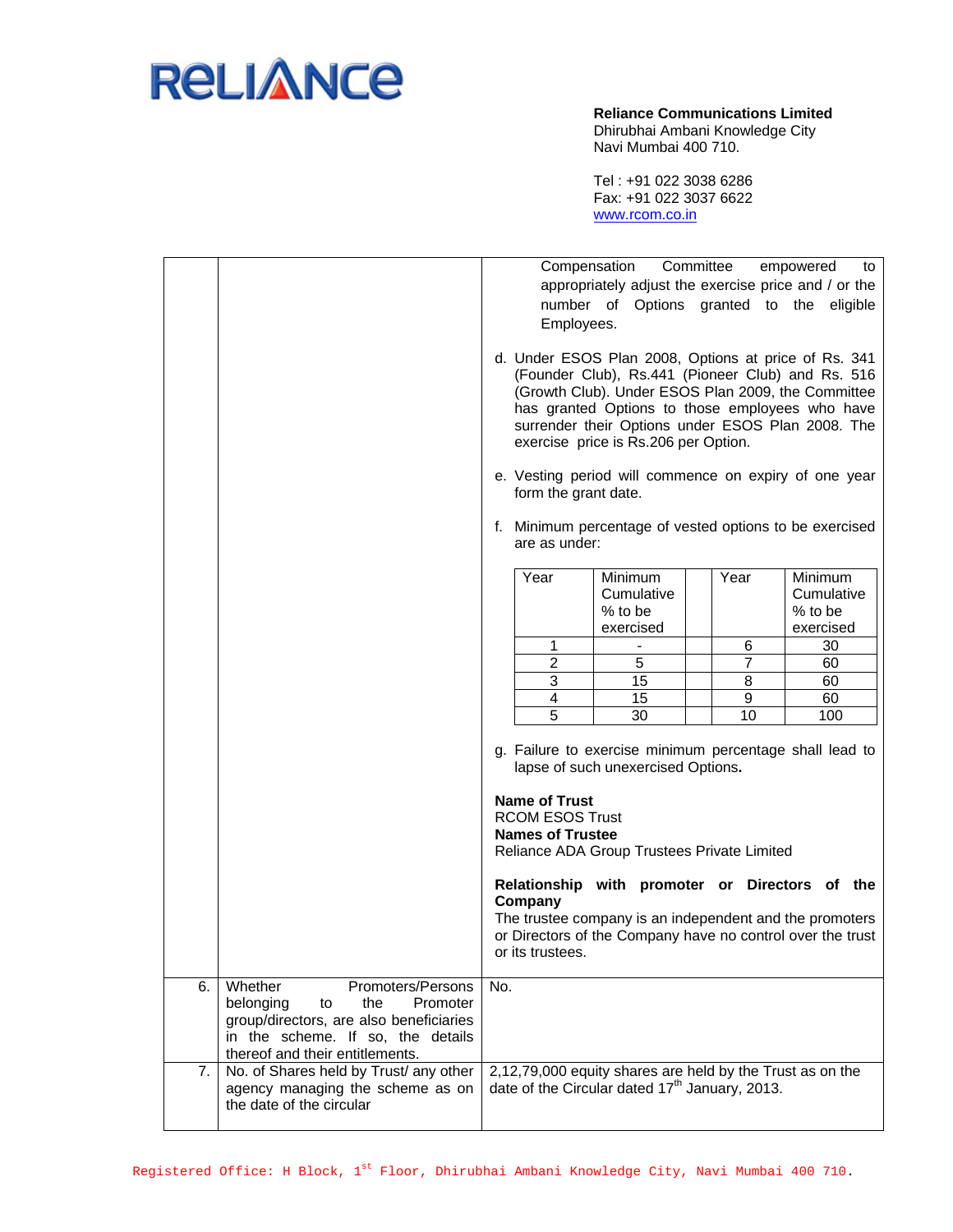**Reliance Communications Limited**
Dhirubhai Ambani Knowledge City
Navi Mumbai 400 710.

Tel : +91 022 3038 6286
Fax: +91 022 3037 6622
www.rcom.co.in

| | | |
|---|---|---|
| | | Compensation Committee empowered to appropriately adjust the exercise price and / or the number of Options granted to the eligible Employees.<br><br>d. Under ESOS Plan 2008, Options at price of Rs. 341 (Founder Club), Rs.441 (Pioneer Club) and Rs. 516 (Growth Club). Under ESOS Plan 2009, the Committee has granted Options to those employees who have surrender their Options under ESOS Plan 2008. The exercise price is Rs.206 per Option.<br><br>e. Vesting period will commence on expiry of one year form the grant date.<br><br>f. Minimum percentage of vested options to be exercised are as under:<br><br>Year 1: - ; Year 2: 5 ; Year 3: 15 ; Year 4: 15 ; Year 5: 30 ; Year 6: 30 ; Year 7: 60 ; Year 8: 60 ; Year 9: 60 ; Year 10: 100 (Minimum Cumulative % to be exercised)<br><br>g. Failure to exercise minimum percentage shall lead to lapse of such unexercised Options.<br><br>**Name of Trust**<br>RCOM ESOS Trust<br>**Names of Trustee**<br>Reliance ADA Group Trustees Private Limited<br><br>**Relationship with promoter or Directors of the Company**<br>The trustee company is an independent and the promoters or Directors of the Company have no control over the trust or its trustees. |
| 6. | Whether Promoters/Persons belonging to the Promoter group/directors, are also beneficiaries in the scheme. If so, the details thereof and their entitlements. | No. |
| 7. | No. of Shares held by Trust/ any other agency managing the scheme as on the date of the circular | 2,12,79,000 equity shares are held by the Trust as on the date of the Circular dated 17th January, 2013. |

Minimum percentage of vested options to be exercised (item f):

| Year | Minimum Cumulative % to be exercised | | Year | Minimum Cumulative % to be exercised |
|---|---|---|---|---|
| 1 | - | | 6 | 30 |
| 2 | 5 | | 7 | 60 |
| 3 | 15 | | 8 | 60 |
| 4 | 15 | | 9 | 60 |
| 5 | 30 | | 10 | 100 |

Registered Office: H Block, 1st Floor, Dhirubhai Ambani Knowledge City, Navi Mumbai 400 710.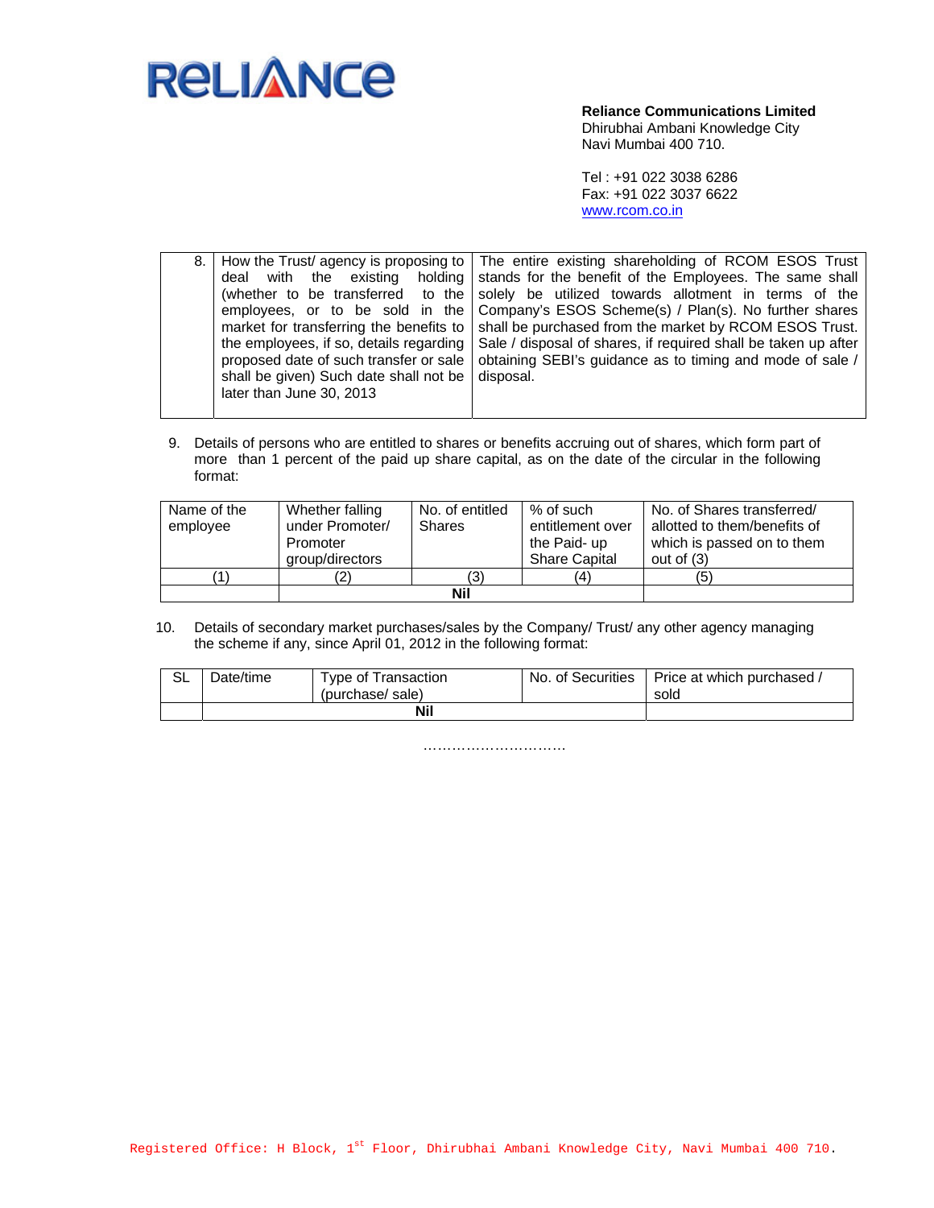**Reliance Communications Limited**
Dhirubhai Ambani Knowledge City
Navi Mumbai 400 710.

Tel : +91 022 3038 6286
Fax: +91 022 3037 6622
www.rcom.co.in

| | | |
|---|---|---|
| 8. | How the Trust/ agency is proposing to deal with the existing holding (whether to be transferred to the employees, or to be sold in the market for transferring the benefits to the employees, if so, details regarding proposed date of such transfer or sale shall be given) Such date shall not be later than June 30, 2013 | The entire existing shareholding of RCOM ESOS Trust stands for the benefit of the Employees. The same shall solely be utilized towards allotment in terms of the Company's ESOS Scheme(s) / Plan(s). No further shares shall be purchased from the market by RCOM ESOS Trust. Sale / disposal of shares, if required shall be taken up after obtaining SEBI's guidance as to timing and mode of sale / disposal. |

9. Details of persons who are entitled to shares or benefits accruing out of shares, which form part of more than 1 percent of the paid up share capital, as on the date of the circular in the following format:

| Name of the employee | Whether falling under Promoter/ Promoter group/directors | No. of entitled Shares | % of such entitlement over the Paid- up Share Capital | No. of Shares transferred/ allotted to them/benefits of which is passed on to them out of (3) |
|---|---|---|---|---|
| (1) | (2) | (3) | (4) | (5) |
| | | Nil | | |

10. Details of secondary market purchases/sales by the Company/ Trust/ any other agency managing the scheme if any, since April 01, 2012 in the following format:

| SL | Date/time | Type of Transaction (purchase/ sale) | No. of Securities | Price at which purchased / sold |
|---|---|---|---|---|
| | | Nil | | |

…………………………

Registered Office: H Block, 1st Floor, Dhirubhai Ambani Knowledge City, Navi Mumbai 400 710.